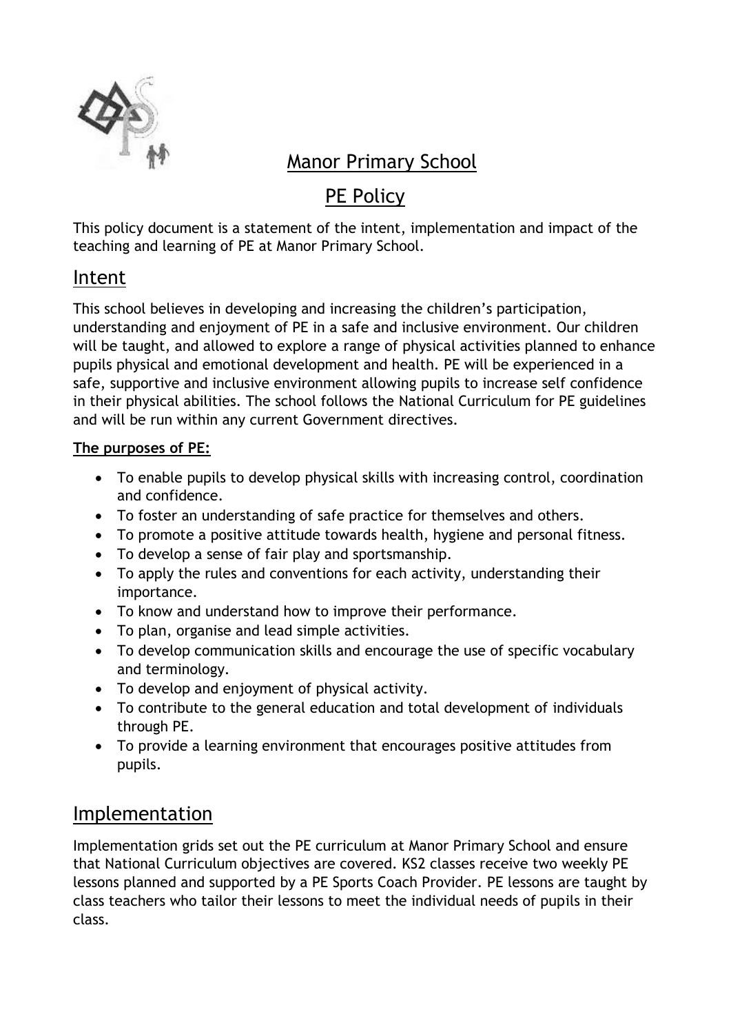# Manor Primary School

# PE Policy

This policy document is a statement of the intent, implementation and impact of the teaching and learning of PE at Manor Primary School.

## Intent

This school believes in developing and increasing the children's participation, understanding and enjoyment of PE in a safe and inclusive environment. Our children will be taught, and allowed to explore a range of physical activities planned to enhance pupils physical and emotional development and health. PE will be experienced in a safe, supportive and inclusive environment allowing pupils to increase self confidence in their physical abilities. The school follows the National Curriculum for PE guidelines and will be run within any current Government directives.

**The purposes of PE:**

- To enable pupils to develop physical skills with increasing control, coordination and confidence.
- To foster an understanding of safe practice for themselves and others.
- To promote a positive attitude towards health, hygiene and personal fitness.
- To develop a sense of fair play and sportsmanship.
- To apply the rules and conventions for each activity, understanding their importance.
- To know and understand how to improve their performance.
- To plan, organise and lead simple activities.
- To develop communication skills and encourage the use of specific vocabulary and terminology.
- To develop and enjoyment of physical activity.
- To contribute to the general education and total development of individuals through PE.
- To provide a learning environment that encourages positive attitudes from pupils.

## Implementation

Implementation grids set out the PE curriculum at Manor Primary School and ensure that National Curriculum objectives are covered. KS2 classes receive two weekly PE lessons planned and supported by a PE Sports Coach Provider. PE lessons are taught by class teachers who tailor their lessons to meet the individual needs of pupils in their class.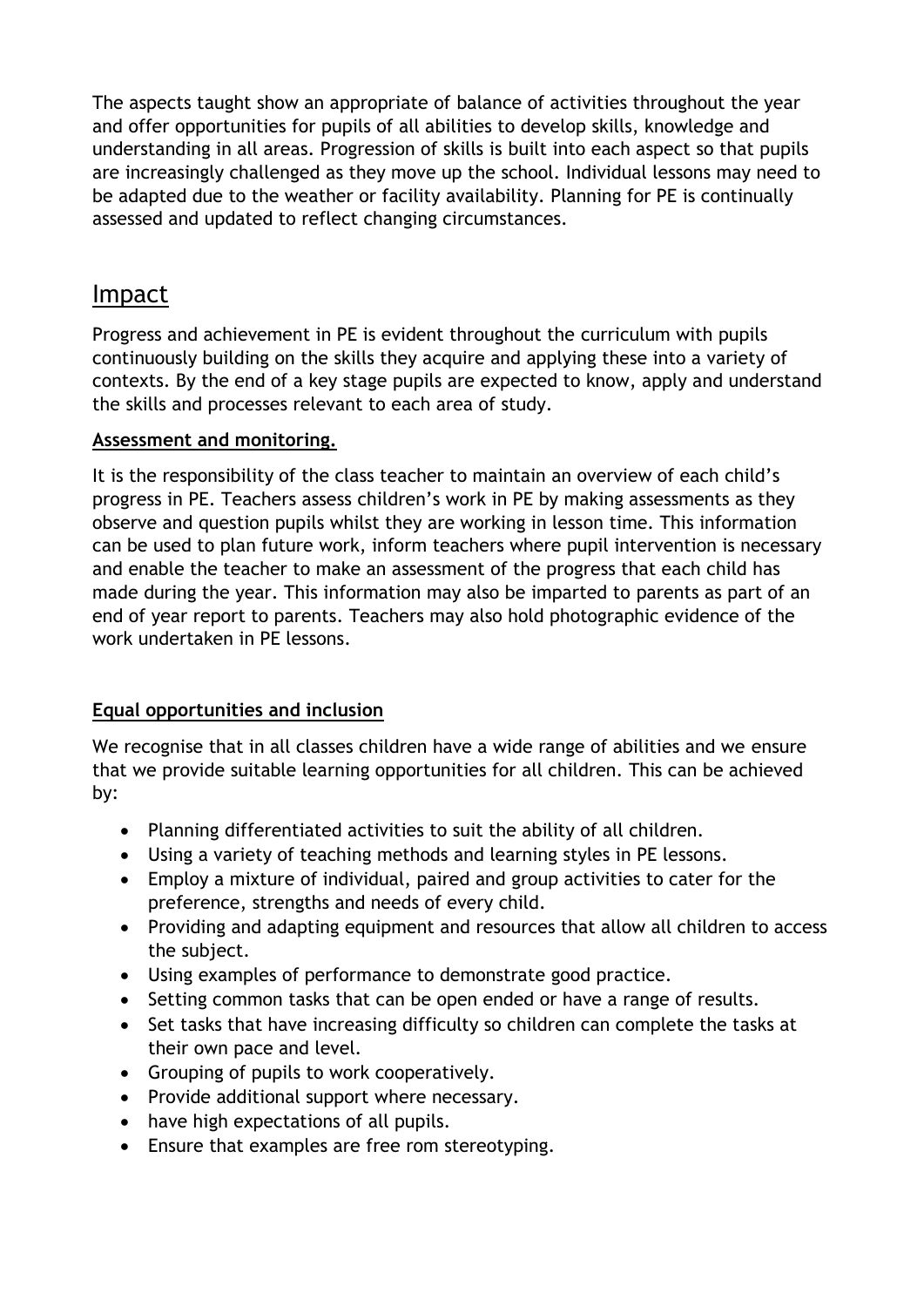The aspects taught show an appropriate of balance of activities throughout the year and offer opportunities for pupils of all abilities to develop skills, knowledge and understanding in all areas. Progression of skills is built into each aspect so that pupils are increasingly challenged as they move up the school. Individual lessons may need to be adapted due to the weather or facility availability. Planning for PE is continually assessed and updated to reflect changing circumstances.

## Impact

Progress and achievement in PE is evident throughout the curriculum with pupils continuously building on the skills they acquire and applying these into a variety of contexts. By the end of a key stage pupils are expected to know, apply and understand the skills and processes relevant to each area of study.

**Assessment and monitoring.**

It is the responsibility of the class teacher to maintain an overview of each child's progress in PE. Teachers assess children's work in PE by making assessments as they observe and question pupils whilst they are working in lesson time. This information can be used to plan future work, inform teachers where pupil intervention is necessary and enable the teacher to make an assessment of the progress that each child has made during the year. This information may also be imparted to parents as part of an end of year report to parents. Teachers may also hold photographic evidence of the work undertaken in PE lessons.

**Equal opportunities and inclusion**

We recognise that in all classes children have a wide range of abilities and we ensure that we provide suitable learning opportunities for all children. This can be achieved by:

- Planning differentiated activities to suit the ability of all children.
- Using a variety of teaching methods and learning styles in PE lessons.
- Employ a mixture of individual, paired and group activities to cater for the preference, strengths and needs of every child.
- Providing and adapting equipment and resources that allow all children to access the subject.
- Using examples of performance to demonstrate good practice.
- Setting common tasks that can be open ended or have a range of results.
- Set tasks that have increasing difficulty so children can complete the tasks at their own pace and level.
- Grouping of pupils to work cooperatively.
- Provide additional support where necessary.
- have high expectations of all pupils.
- Ensure that examples are free rom stereotyping.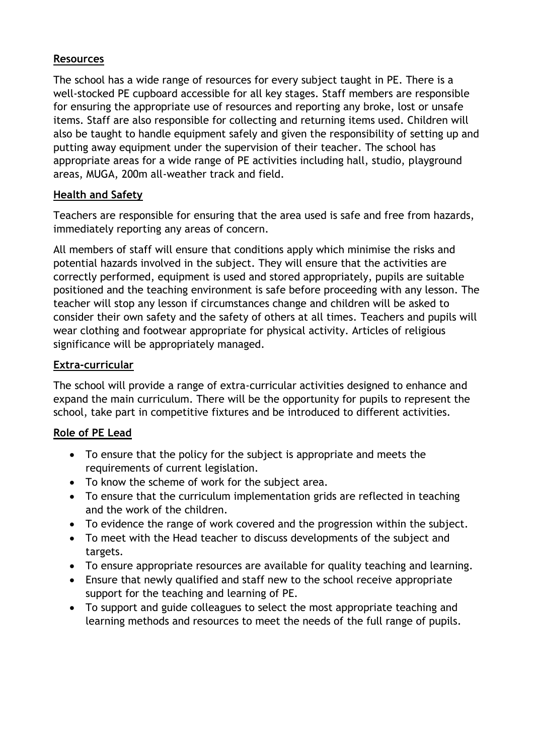## Resources

The school has a wide range of resources for every subject taught in PE. There is a well-stocked PE cupboard accessible for all key stages. Staff members are responsible for ensuring the appropriate use of resources and reporting any broke, lost or unsafe items. Staff are also responsible for collecting and returning items used. Children will also be taught to handle equipment safely and given the responsibility of setting up and putting away equipment under the supervision of their teacher. The school has appropriate areas for a wide range of PE activities including hall, studio, playground areas, MUGA, 200m all-weather track and field.

## Health and Safety

Teachers are responsible for ensuring that the area used is safe and free from hazards, immediately reporting any areas of concern.

All members of staff will ensure that conditions apply which minimise the risks and potential hazards involved in the subject. They will ensure that the activities are correctly performed, equipment is used and stored appropriately, pupils are suitable positioned and the teaching environment is safe before proceeding with any lesson. The teacher will stop any lesson if circumstances change and children will be asked to consider their own safety and the safety of others at all times. Teachers and pupils will wear clothing and footwear appropriate for physical activity. Articles of religious significance will be appropriately managed.

## Extra-curricular

The school will provide a range of extra-curricular activities designed to enhance and expand the main curriculum. There will be the opportunity for pupils to represent the school, take part in competitive fixtures and be introduced to different activities.

## Role of PE Lead

- To ensure that the policy for the subject is appropriate and meets the requirements of current legislation.
- To know the scheme of work for the subject area.
- To ensure that the curriculum implementation grids are reflected in teaching and the work of the children.
- To evidence the range of work covered and the progression within the subject.
- To meet with the Head teacher to discuss developments of the subject and targets.
- To ensure appropriate resources are available for quality teaching and learning.
- Ensure that newly qualified and staff new to the school receive appropriate support for the teaching and learning of PE.
- To support and guide colleagues to select the most appropriate teaching and learning methods and resources to meet the needs of the full range of pupils.